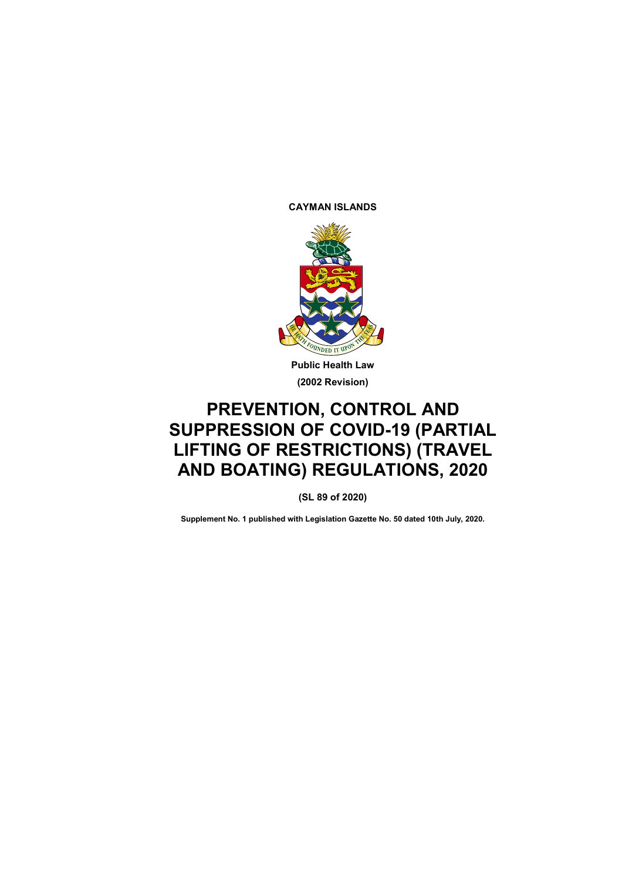**CAYMAN ISLANDS**

**Public Health Law**

**(2002 Revision)**

# PREVENTION, CONTROL AND SUPPRESSION OF COVID-19 (PARTIAL LIFTING OF RESTRICTIONS) (TRAVEL AND BOATING) REGULATIONS, 2020

**(SL 89 of 2020)**

**Supplement No. 1 published with Legislation Gazette No. 50 dated 10th July, 2020.**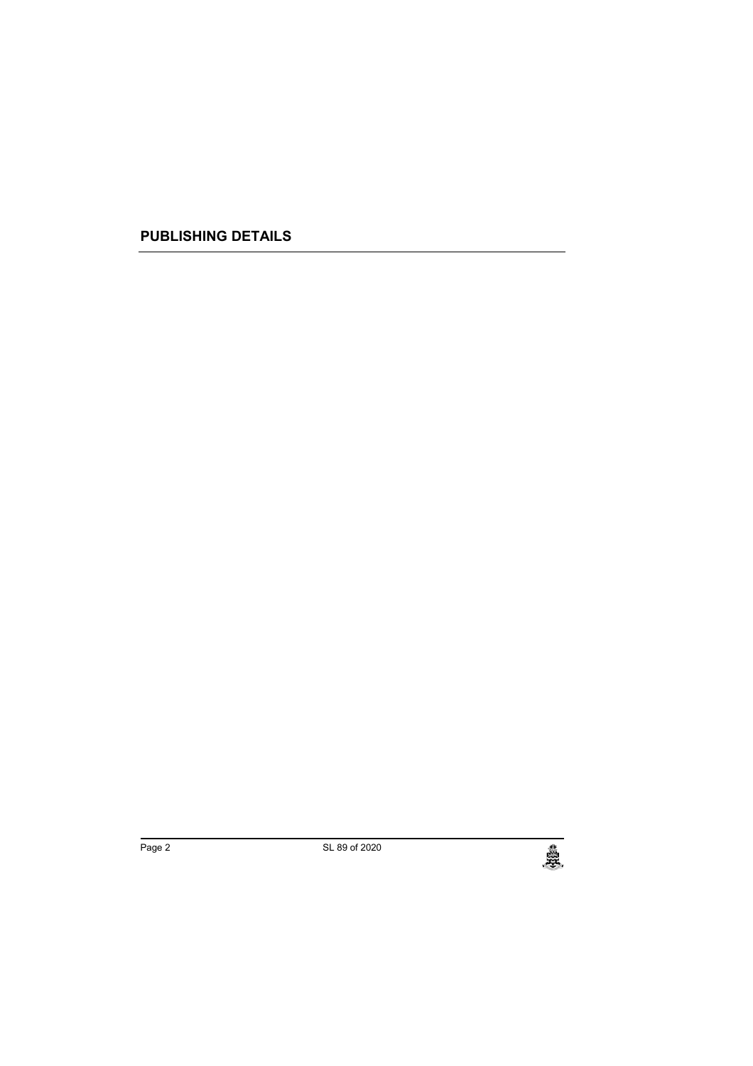## PUBLISHING DETAILS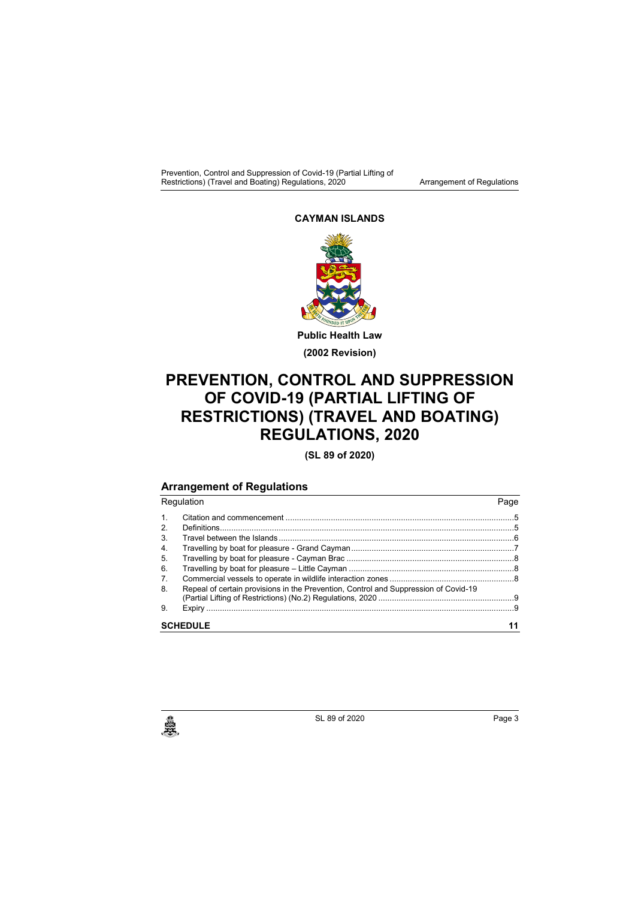**CAYMAN ISLANDS**

**Public Health Law**

**(2002 Revision)**

# PREVENTION, CONTROL AND SUPPRESSION OF COVID-19 (PARTIAL LIFTING OF RESTRICTIONS) (TRAVEL AND BOATING) REGULATIONS, 2020

**(SL 89 of 2020)**

## Arrangement of Regulations

| Regulation | | Page |
|---|---|---|
| 1. | Citation and commencement | 5 |
| 2. | Definitions | 5 |
| 3. | Travel between the Islands | 6 |
| 4. | Travelling by boat for pleasure - Grand Cayman | 7 |
| 5. | Travelling by boat for pleasure - Cayman Brac | 8 |
| 6. | Travelling by boat for pleasure – Little Cayman | 8 |
| 7. | Commercial vessels to operate in wildlife interaction zones | 8 |
| 8. | Repeal of certain provisions in the Prevention, Control and Suppression of Covid-19 (Partial Lifting of Restrictions) (No.2) Regulations, 2020 | 9 |
| 9. | Expiry | 9 |
| **SCHEDULE** | | **11** |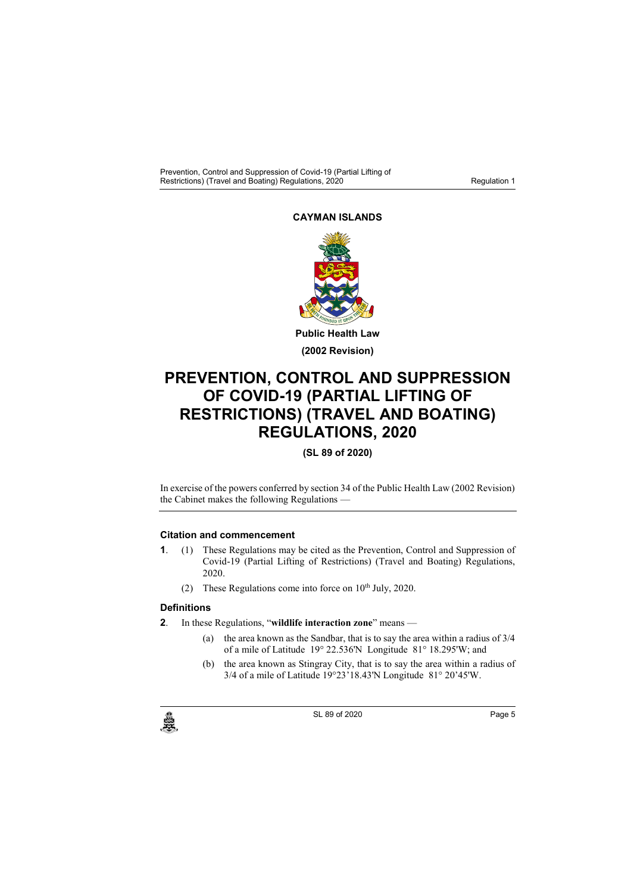**CAYMAN ISLANDS**

**Public Health Law**

**(2002 Revision)**

# PREVENTION, CONTROL AND SUPPRESSION OF COVID-19 (PARTIAL LIFTING OF RESTRICTIONS) (TRAVEL AND BOATING) REGULATIONS, 2020

**(SL 89 of 2020)**

In exercise of the powers conferred by section 34 of the Public Health Law (2002 Revision) the Cabinet makes the following Regulations —

### Citation and commencement

**1**. (1) These Regulations may be cited as the Prevention, Control and Suppression of Covid-19 (Partial Lifting of Restrictions) (Travel and Boating) Regulations, 2020.

(2) These Regulations come into force on 10th July, 2020.

### Definitions

**2**. In these Regulations, "**wildlife interaction zone**" means —

(a) the area known as the Sandbar, that is to say the area within a radius of 3/4 of a mile of Latitude 19° 22.536'N Longitude 81° 18.295'W; and

(b) the area known as Stingray City, that is to say the area within a radius of 3/4 of a mile of Latitude 19°23'18.43'N Longitude 81° 20'45'W.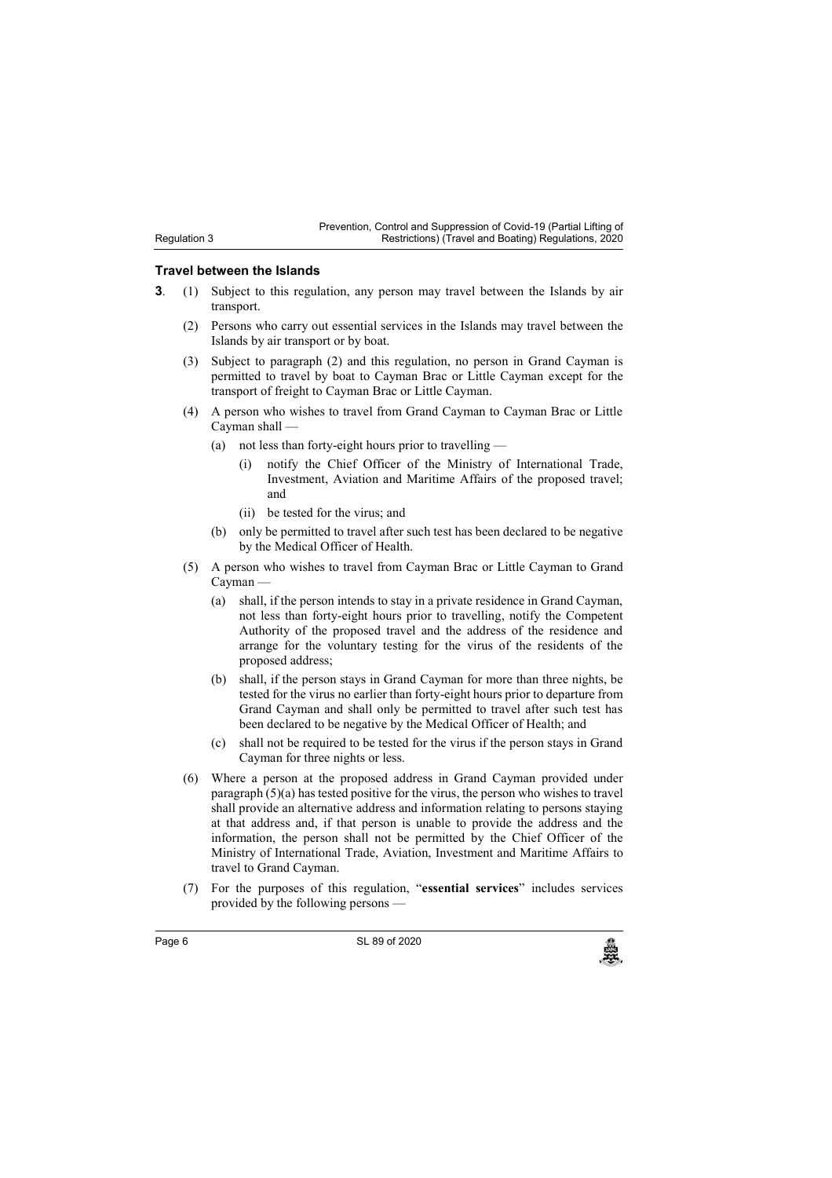### Travel between the Islands

**3**. (1) Subject to this regulation, any person may travel between the Islands by air transport.

(2) Persons who carry out essential services in the Islands may travel between the Islands by air transport or by boat.

(3) Subject to paragraph (2) and this regulation, no person in Grand Cayman is permitted to travel by boat to Cayman Brac or Little Cayman except for the transport of freight to Cayman Brac or Little Cayman.

(4) A person who wishes to travel from Grand Cayman to Cayman Brac or Little Cayman shall —

(a) not less than forty-eight hours prior to travelling —

(i) notify the Chief Officer of the Ministry of International Trade, Investment, Aviation and Maritime Affairs of the proposed travel; and

(ii) be tested for the virus; and

(b) only be permitted to travel after such test has been declared to be negative by the Medical Officer of Health.

(5) A person who wishes to travel from Cayman Brac or Little Cayman to Grand Cayman —

(a) shall, if the person intends to stay in a private residence in Grand Cayman, not less than forty-eight hours prior to travelling, notify the Competent Authority of the proposed travel and the address of the residence and arrange for the voluntary testing for the virus of the residents of the proposed address;

(b) shall, if the person stays in Grand Cayman for more than three nights, be tested for the virus no earlier than forty-eight hours prior to departure from Grand Cayman and shall only be permitted to travel after such test has been declared to be negative by the Medical Officer of Health; and

(c) shall not be required to be tested for the virus if the person stays in Grand Cayman for three nights or less.

(6) Where a person at the proposed address in Grand Cayman provided under paragraph (5)(a) has tested positive for the virus, the person who wishes to travel shall provide an alternative address and information relating to persons staying at that address and, if that person is unable to provide the address and the information, the person shall not be permitted by the Chief Officer of the Ministry of International Trade, Aviation, Investment and Maritime Affairs to travel to Grand Cayman.

(7) For the purposes of this regulation, "**essential services**" includes services provided by the following persons —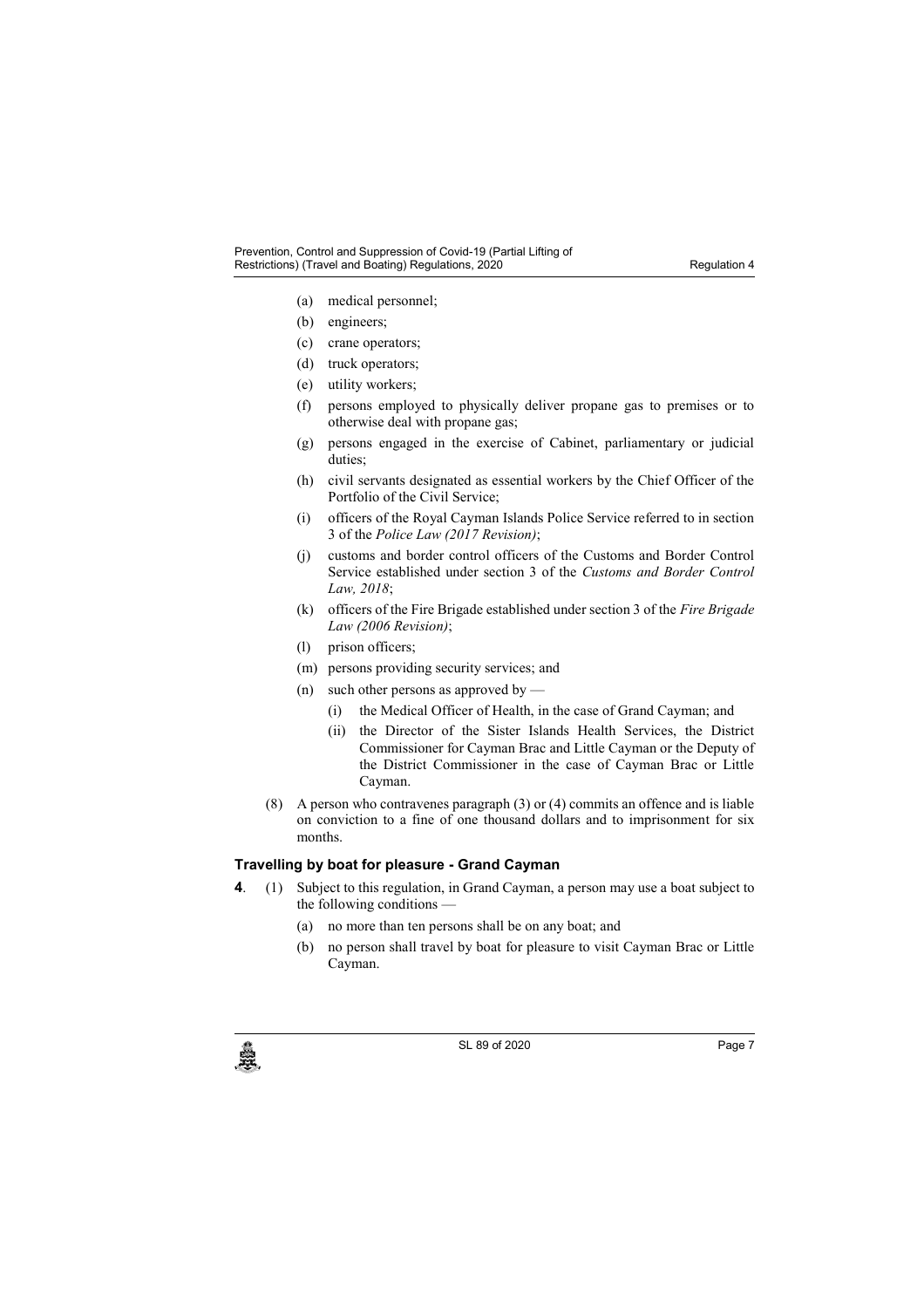(a) medical personnel;

(b) engineers;

(c) crane operators;

(d) truck operators;

(e) utility workers;

(f) persons employed to physically deliver propane gas to premises or to otherwise deal with propane gas;

(g) persons engaged in the exercise of Cabinet, parliamentary or judicial duties;

(h) civil servants designated as essential workers by the Chief Officer of the Portfolio of the Civil Service;

(i) officers of the Royal Cayman Islands Police Service referred to in section 3 of the *Police Law (2017 Revision)*;

(j) customs and border control officers of the Customs and Border Control Service established under section 3 of the *Customs and Border Control Law, 2018*;

(k) officers of the Fire Brigade established under section 3 of the *Fire Brigade Law (2006 Revision)*;

(l) prison officers;

(m) persons providing security services; and

(n) such other persons as approved by —

  (i) the Medical Officer of Health, in the case of Grand Cayman; and

  (ii) the Director of the Sister Islands Health Services, the District Commissioner for Cayman Brac and Little Cayman or the Deputy of the District Commissioner in the case of Cayman Brac or Little Cayman.

(8) A person who contravenes paragraph (3) or (4) commits an offence and is liable on conviction to a fine of one thousand dollars and to imprisonment for six months.

### Travelling by boat for pleasure - Grand Cayman

**4**. (1) Subject to this regulation, in Grand Cayman, a person may use a boat subject to the following conditions —

(a) no more than ten persons shall be on any boat; and

(b) no person shall travel by boat for pleasure to visit Cayman Brac or Little Cayman.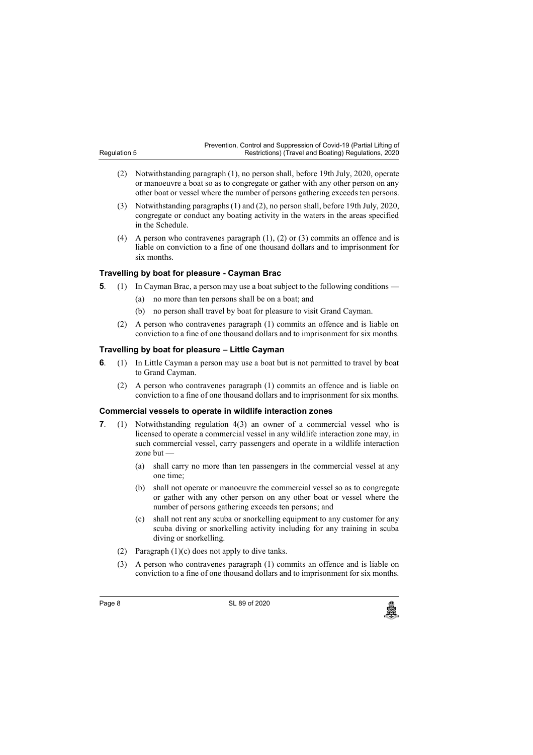(2) Notwithstanding paragraph (1), no person shall, before 19th July, 2020, operate or manoeuvre a boat so as to congregate or gather with any other person on any other boat or vessel where the number of persons gathering exceeds ten persons.

(3) Notwithstanding paragraphs (1) and (2), no person shall, before 19th July, 2020, congregate or conduct any boating activity in the waters in the areas specified in the Schedule.

(4) A person who contravenes paragraph (1), (2) or (3) commits an offence and is liable on conviction to a fine of one thousand dollars and to imprisonment for six months.

### Travelling by boat for pleasure - Cayman Brac

**5**. (1) In Cayman Brac, a person may use a boat subject to the following conditions —

(a) no more than ten persons shall be on a boat; and

(b) no person shall travel by boat for pleasure to visit Grand Cayman.

(2) A person who contravenes paragraph (1) commits an offence and is liable on conviction to a fine of one thousand dollars and to imprisonment for six months.

### Travelling by boat for pleasure – Little Cayman

**6**. (1) In Little Cayman a person may use a boat but is not permitted to travel by boat to Grand Cayman.

(2) A person who contravenes paragraph (1) commits an offence and is liable on conviction to a fine of one thousand dollars and to imprisonment for six months.

### Commercial vessels to operate in wildlife interaction zones

**7**. (1) Notwithstanding regulation 4(3) an owner of a commercial vessel who is licensed to operate a commercial vessel in any wildlife interaction zone may, in such commercial vessel, carry passengers and operate in a wildlife interaction zone but —

(a) shall carry no more than ten passengers in the commercial vessel at any one time;

(b) shall not operate or manoeuvre the commercial vessel so as to congregate or gather with any other person on any other boat or vessel where the number of persons gathering exceeds ten persons; and

(c) shall not rent any scuba or snorkelling equipment to any customer for any scuba diving or snorkelling activity including for any training in scuba diving or snorkelling.

(2) Paragraph (1)(c) does not apply to dive tanks.

(3) A person who contravenes paragraph (1) commits an offence and is liable on conviction to a fine of one thousand dollars and to imprisonment for six months.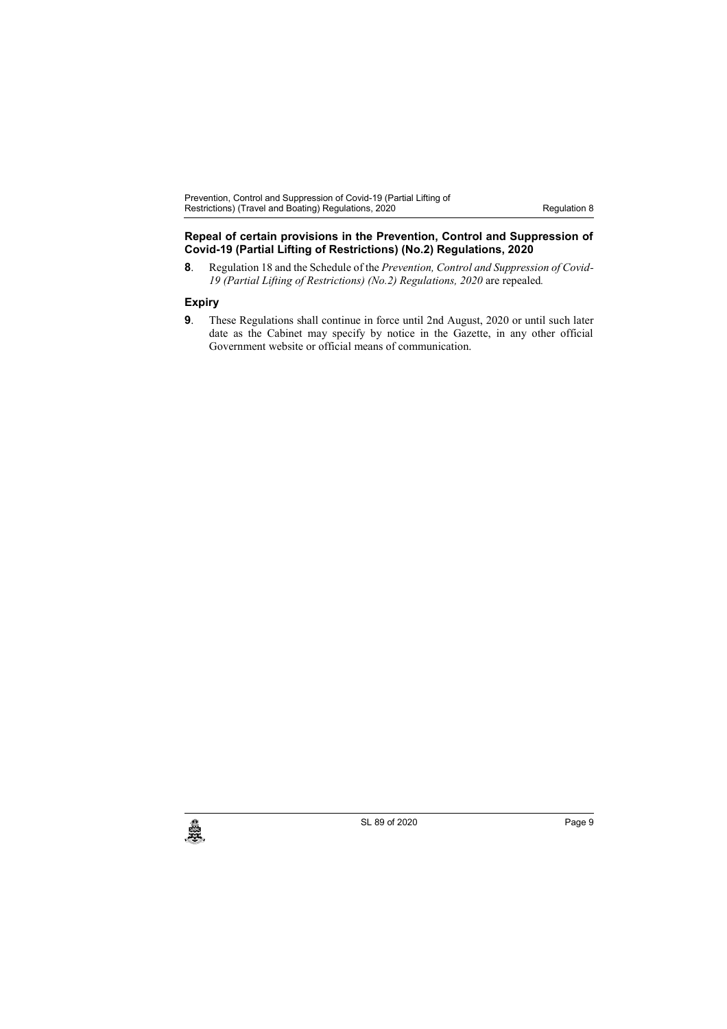**Repeal of certain provisions in the Prevention, Control and Suppression of Covid-19 (Partial Lifting of Restrictions) (No.2) Regulations, 2020**

**8**. Regulation 18 and the Schedule of the *Prevention, Control and Suppression of Covid-19 (Partial Lifting of Restrictions) (No.2) Regulations, 2020* are repealed.

**Expiry**

**9**. These Regulations shall continue in force until 2nd August, 2020 or until such later date as the Cabinet may specify by notice in the Gazette, in any other official Government website or official means of communication.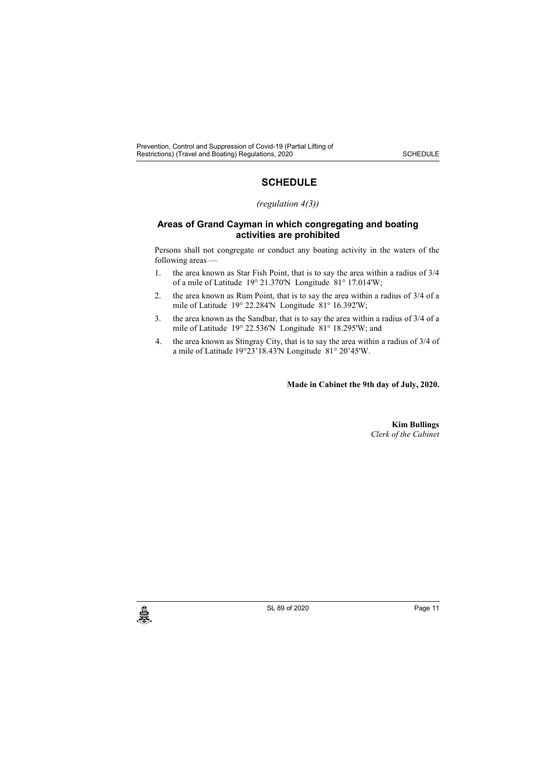# SCHEDULE

*(regulation 4(3))*

## Areas of Grand Cayman in which congregating and boating activities are prohibited

Persons shall not congregate or conduct any boating activity in the waters of the following areas —

1. the area known as Star Fish Point, that is to say the area within a radius of 3/4 of a mile of Latitude 19° 21.370'N Longitude 81° 17.014'W;
2. the area known as Rum Point, that is to say the area within a radius of 3/4 of a mile of Latitude 19° 22.284'N Longitude 81° 16.392'W;
3. the area known as the Sandbar, that is to say the area within a radius of 3/4 of a mile of Latitude 19° 22.536'N Longitude 81° 18.295'W; and
4. the area known as Stingray City, that is to say the area within a radius of 3/4 of a mile of Latitude 19°23'18.43'N Longitude 81° 20'45'W.

**Made in Cabinet the 9th day of July, 2020.**

**Kim Bullings**
*Clerk of the Cabinet*